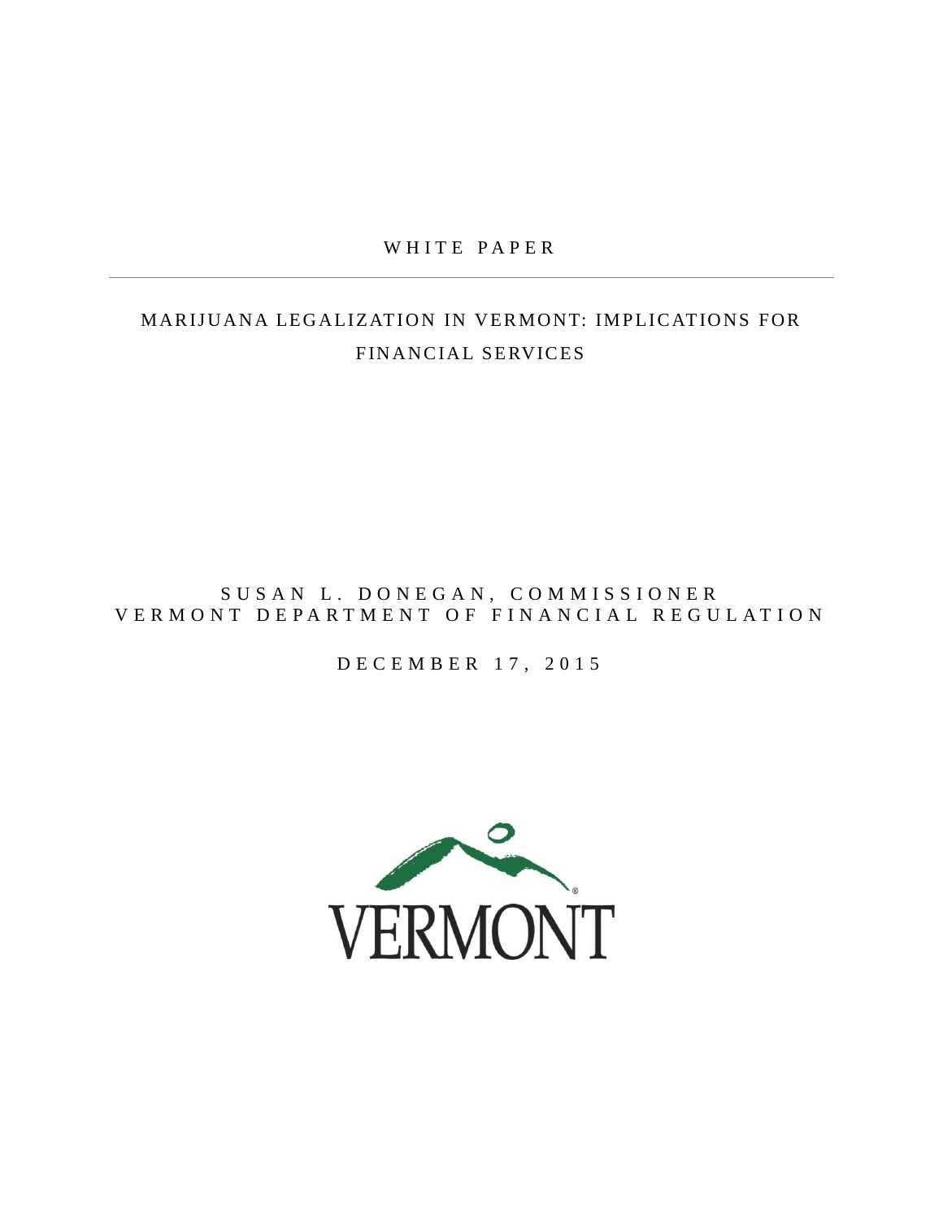WHITE PAPER

---

# MARIJUANA LEGALIZATION IN VERMONT: IMPLICATIONS FOR FINANCIAL SERVICES

SUSAN L. DONEGAN, COMMISSIONER
VERMONT DEPARTMENT OF FINANCIAL REGULATION

DECEMBER 17, 2015

VERMONT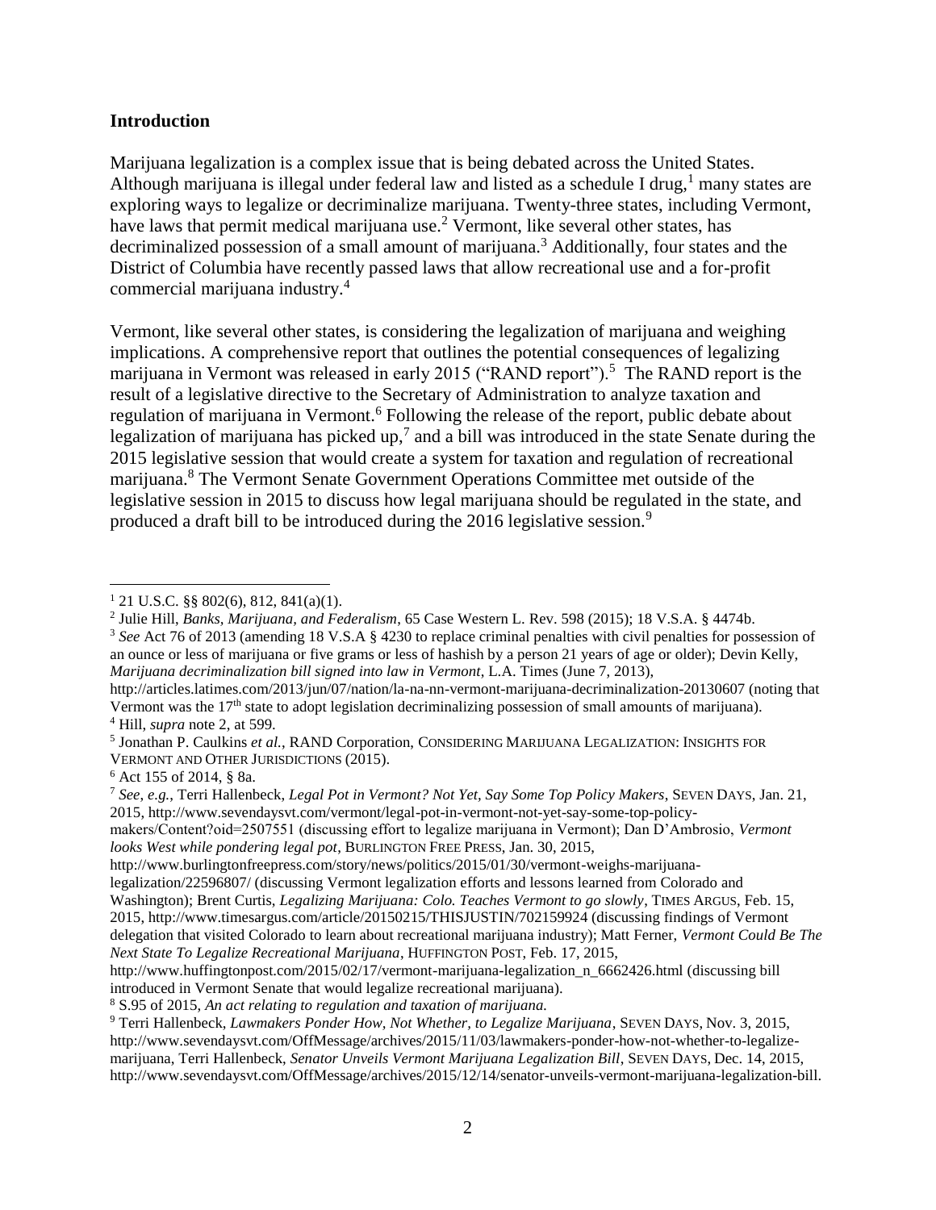**Introduction**

Marijuana legalization is a complex issue that is being debated across the United States. Although marijuana is illegal under federal law and listed as a schedule I drug,[1] many states are exploring ways to legalize or decriminalize marijuana. Twenty-three states, including Vermont, have laws that permit medical marijuana use.[2] Vermont, like several other states, has decriminalized possession of a small amount of marijuana.[3] Additionally, four states and the District of Columbia have recently passed laws that allow recreational use and a for-profit commercial marijuana industry.[4]

Vermont, like several other states, is considering the legalization of marijuana and weighing implications. A comprehensive report that outlines the potential consequences of legalizing marijuana in Vermont was released in early 2015 ("RAND report").[5] The RAND report is the result of a legislative directive to the Secretary of Administration to analyze taxation and regulation of marijuana in Vermont.[6] Following the release of the report, public debate about legalization of marijuana has picked up,[7] and a bill was introduced in the state Senate during the 2015 legislative session that would create a system for taxation and regulation of recreational marijuana.[8] The Vermont Senate Government Operations Committee met outside of the legislative session in 2015 to discuss how legal marijuana should be regulated in the state, and produced a draft bill to be introduced during the 2016 legislative session.[9]

---

[1] 21 U.S.C. §§ 802(6), 812, 841(a)(1).

[2] Julie Hill, *Banks, Marijuana, and Federalism*, 65 Case Western L. Rev. 598 (2015); 18 V.S.A. § 4474b.

[3] *See* Act 76 of 2013 (amending 18 V.S.A § 4230 to replace criminal penalties with civil penalties for possession of an ounce or less of marijuana or five grams or less of hashish by a person 21 years of age or older); Devin Kelly, *Marijuana decriminalization bill signed into law in Vermont*, L.A. Times (June 7, 2013), http://articles.latimes.com/2013/jun/07/nation/la-na-nn-vermont-marijuana-decriminalization-20130607 (noting that Vermont was the 17th state to adopt legislation decriminalizing possession of small amounts of marijuana).

[4] Hill, *supra* note 2, at 599.

[5] Jonathan P. Caulkins *et al.*, RAND Corporation, CONSIDERING MARIJUANA LEGALIZATION: INSIGHTS FOR VERMONT AND OTHER JURISDICTIONS (2015).

[6] Act 155 of 2014, § 8a.

[7] *See, e.g.*, Terri Hallenbeck, *Legal Pot in Vermont? Not Yet, Say Some Top Policy Makers*, SEVEN DAYS, Jan. 21, 2015, http://www.sevendaysvt.com/vermont/legal-pot-in-vermont-not-yet-say-some-top-policy-makers/Content?oid=2507551 (discussing effort to legalize marijuana in Vermont); Dan D'Ambrosio, *Vermont looks West while pondering legal pot*, BURLINGTON FREE PRESS, Jan. 30, 2015, http://www.burlingtonfreepress.com/story/news/politics/2015/01/30/vermont-weighs-marijuana-legalization/22596807/ (discussing Vermont legalization efforts and lessons learned from Colorado and Washington); Brent Curtis, *Legalizing Marijuana: Colo. Teaches Vermont to go slowly*, TIMES ARGUS, Feb. 15, 2015, http://www.timesargus.com/article/20150215/THISJUSTIN/702159924 (discussing findings of Vermont delegation that visited Colorado to learn about recreational marijuana industry); Matt Ferner, *Vermont Could Be The Next State To Legalize Recreational Marijuana*, HUFFINGTON POST, Feb. 17, 2015, http://www.huffingtonpost.com/2015/02/17/vermont-marijuana-legalization_n_6662426.html (discussing bill introduced in Vermont Senate that would legalize recreational marijuana).

[8] S.95 of 2015, *An act relating to regulation and taxation of marijuana.*

[9] Terri Hallenbeck, *Lawmakers Ponder How, Not Whether, to Legalize Marijuana*, SEVEN DAYS, Nov. 3, 2015, http://www.sevendaysvt.com/OffMessage/archives/2015/11/03/lawmakers-ponder-how-not-whether-to-legalize-marijuana, Terri Hallenbeck, *Senator Unveils Vermont Marijuana Legalization Bill*, SEVEN DAYS, Dec. 14, 2015, http://www.sevendaysvt.com/OffMessage/archives/2015/12/14/senator-unveils-vermont-marijuana-legalization-bill.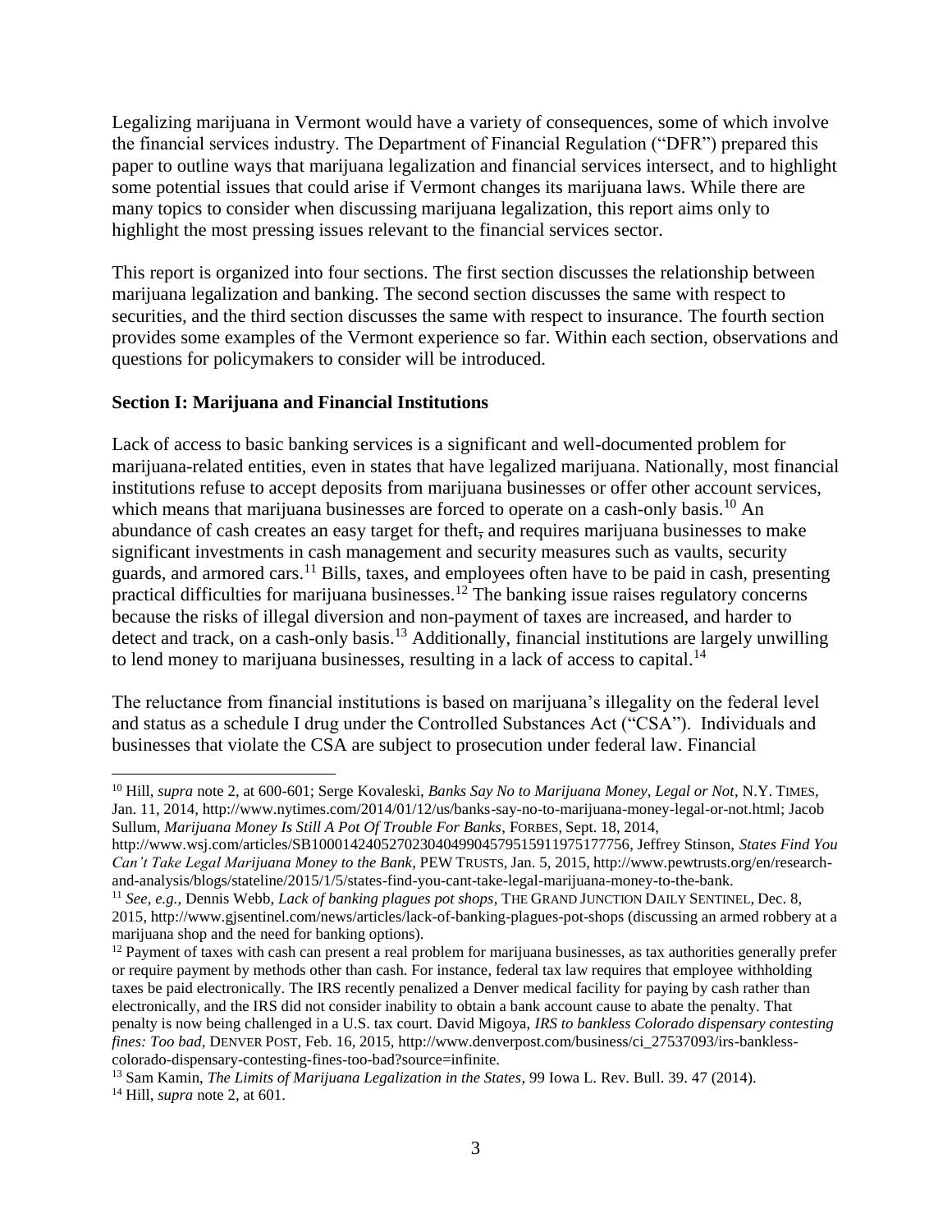Legalizing marijuana in Vermont would have a variety of consequences, some of which involve the financial services industry. The Department of Financial Regulation ("DFR") prepared this paper to outline ways that marijuana legalization and financial services intersect, and to highlight some potential issues that could arise if Vermont changes its marijuana laws. While there are many topics to consider when discussing marijuana legalization, this report aims only to highlight the most pressing issues relevant to the financial services sector.

This report is organized into four sections. The first section discusses the relationship between marijuana legalization and banking. The second section discusses the same with respect to securities, and the third section discusses the same with respect to insurance. The fourth section provides some examples of the Vermont experience so far. Within each section, observations and questions for policymakers to consider will be introduced.

**Section I: Marijuana and Financial Institutions**

Lack of access to basic banking services is a significant and well-documented problem for marijuana-related entities, even in states that have legalized marijuana. Nationally, most financial institutions refuse to accept deposits from marijuana businesses or offer other account services, which means that marijuana businesses are forced to operate on a cash-only basis.[10] An abundance of cash creates an easy target for theft, and requires marijuana businesses to make significant investments in cash management and security measures such as vaults, security guards, and armored cars.[11] Bills, taxes, and employees often have to be paid in cash, presenting practical difficulties for marijuana businesses.[12] The banking issue raises regulatory concerns because the risks of illegal diversion and non-payment of taxes are increased, and harder to detect and track, on a cash-only basis.[13] Additionally, financial institutions are largely unwilling to lend money to marijuana businesses, resulting in a lack of access to capital.[14]

The reluctance from financial institutions is based on marijuana's illegality on the federal level and status as a schedule I drug under the Controlled Substances Act ("CSA"). Individuals and businesses that violate the CSA are subject to prosecution under federal law. Financial

---

[10] Hill, *supra* note 2, at 600-601; Serge Kovaleski, *Banks Say No to Marijuana Money, Legal or Not*, N.Y. TIMES, Jan. 11, 2014, http://www.nytimes.com/2014/01/12/us/banks-say-no-to-marijuana-money-legal-or-not.html; Jacob Sullum, *Marijuana Money Is Still A Pot Of Trouble For Banks*, FORBES, Sept. 18, 2014, http://www.wsj.com/articles/SB10001424052702304049904579515911975177756, Jeffrey Stinson, *States Find You Can't Take Legal Marijuana Money to the Bank*, PEW TRUSTS, Jan. 5, 2015, http://www.pewtrusts.org/en/research-and-analysis/blogs/stateline/2015/1/5/states-find-you-cant-take-legal-marijuana-money-to-the-bank.

[11] *See, e.g.,* Dennis Webb, *Lack of banking plagues pot shops*, THE GRAND JUNCTION DAILY SENTINEL, Dec. 8, 2015, http://www.gjsentinel.com/news/articles/lack-of-banking-plagues-pot-shops (discussing an armed robbery at a marijuana shop and the need for banking options).

[12] Payment of taxes with cash can present a real problem for marijuana businesses, as tax authorities generally prefer or require payment by methods other than cash. For instance, federal tax law requires that employee withholding taxes be paid electronically. The IRS recently penalized a Denver medical facility for paying by cash rather than electronically, and the IRS did not consider inability to obtain a bank account cause to abate the penalty. That penalty is now being challenged in a U.S. tax court. David Migoya, *IRS to bankless Colorado dispensary contesting fines: Too bad*, DENVER POST, Feb. 16, 2015, http://www.denverpost.com/business/ci_27537093/irs-bankless-colorado-dispensary-contesting-fines-too-bad?source=infinite.

[13] Sam Kamin, *The Limits of Marijuana Legalization in the States*, 99 Iowa L. Rev. Bull. 39. 47 (2014).

[14] Hill, *supra* note 2, at 601.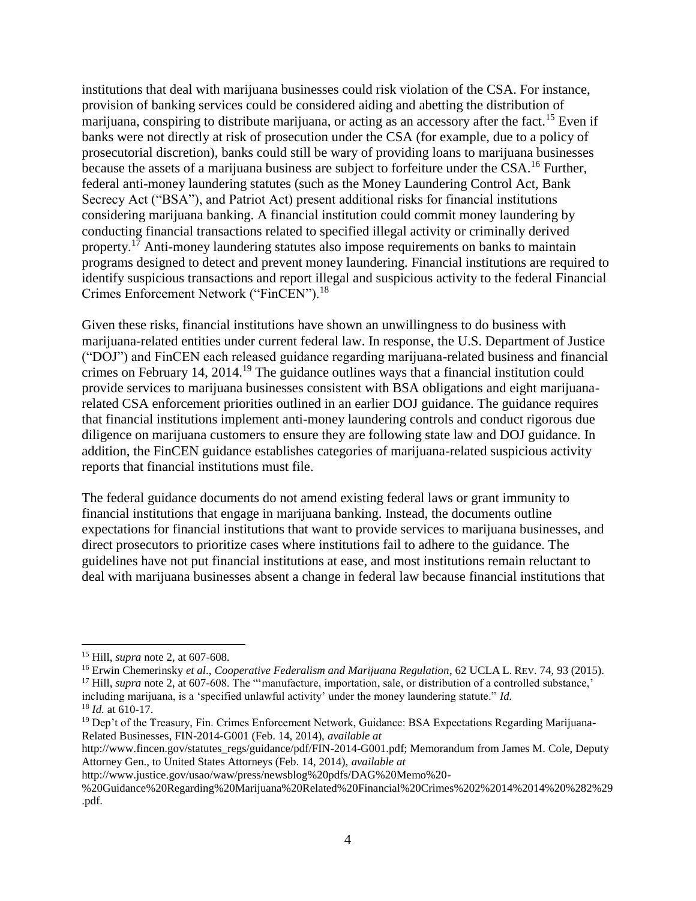institutions that deal with marijuana businesses could risk violation of the CSA. For instance, provision of banking services could be considered aiding and abetting the distribution of marijuana, conspiring to distribute marijuana, or acting as an accessory after the fact.[15] Even if banks were not directly at risk of prosecution under the CSA (for example, due to a policy of prosecutorial discretion), banks could still be wary of providing loans to marijuana businesses because the assets of a marijuana business are subject to forfeiture under the CSA.[16] Further, federal anti-money laundering statutes (such as the Money Laundering Control Act, Bank Secrecy Act ("BSA"), and Patriot Act) present additional risks for financial institutions considering marijuana banking. A financial institution could commit money laundering by conducting financial transactions related to specified illegal activity or criminally derived property.[17] Anti-money laundering statutes also impose requirements on banks to maintain programs designed to detect and prevent money laundering. Financial institutions are required to identify suspicious transactions and report illegal and suspicious activity to the federal Financial Crimes Enforcement Network ("FinCEN").[18]

Given these risks, financial institutions have shown an unwillingness to do business with marijuana-related entities under current federal law. In response, the U.S. Department of Justice ("DOJ") and FinCEN each released guidance regarding marijuana-related business and financial crimes on February 14, 2014.[19] The guidance outlines ways that a financial institution could provide services to marijuana businesses consistent with BSA obligations and eight marijuana-related CSA enforcement priorities outlined in an earlier DOJ guidance. The guidance requires that financial institutions implement anti-money laundering controls and conduct rigorous due diligence on marijuana customers to ensure they are following state law and DOJ guidance. In addition, the FinCEN guidance establishes categories of marijuana-related suspicious activity reports that financial institutions must file.

The federal guidance documents do not amend existing federal laws or grant immunity to financial institutions that engage in marijuana banking. Instead, the documents outline expectations for financial institutions that want to provide services to marijuana businesses, and direct prosecutors to prioritize cases where institutions fail to adhere to the guidance. The guidelines have not put financial institutions at ease, and most institutions remain reluctant to deal with marijuana businesses absent a change in federal law because financial institutions that

---

[15] Hill, *supra* note 2, at 607-608.

[16] Erwin Chemerinsky *et al*., *Cooperative Federalism and Marijuana Regulation*, 62 UCLA L. REV. 74, 93 (2015).

[17] Hill, *supra* note 2, at 607-608. The "'manufacture, importation, sale, or distribution of a controlled substance,' including marijuana, is a 'specified unlawful activity' under the money laundering statute." *Id.*

[18] *Id.* at 610-17.

[19] Dep't of the Treasury, Fin. Crimes Enforcement Network, Guidance: BSA Expectations Regarding Marijuana-Related Businesses, FIN-2014-G001 (Feb. 14, 2014), *available at* http://www.fincen.gov/statutes_regs/guidance/pdf/FIN-2014-G001.pdf; Memorandum from James M. Cole, Deputy Attorney Gen., to United States Attorneys (Feb. 14, 2014), *available at* http://www.justice.gov/usao/waw/press/newsblog%20pdfs/DAG%20Memo%20-%20Guidance%20Regarding%20Marijuana%20Related%20Financial%20Crimes%202%2014%2014%20%282%29.pdf.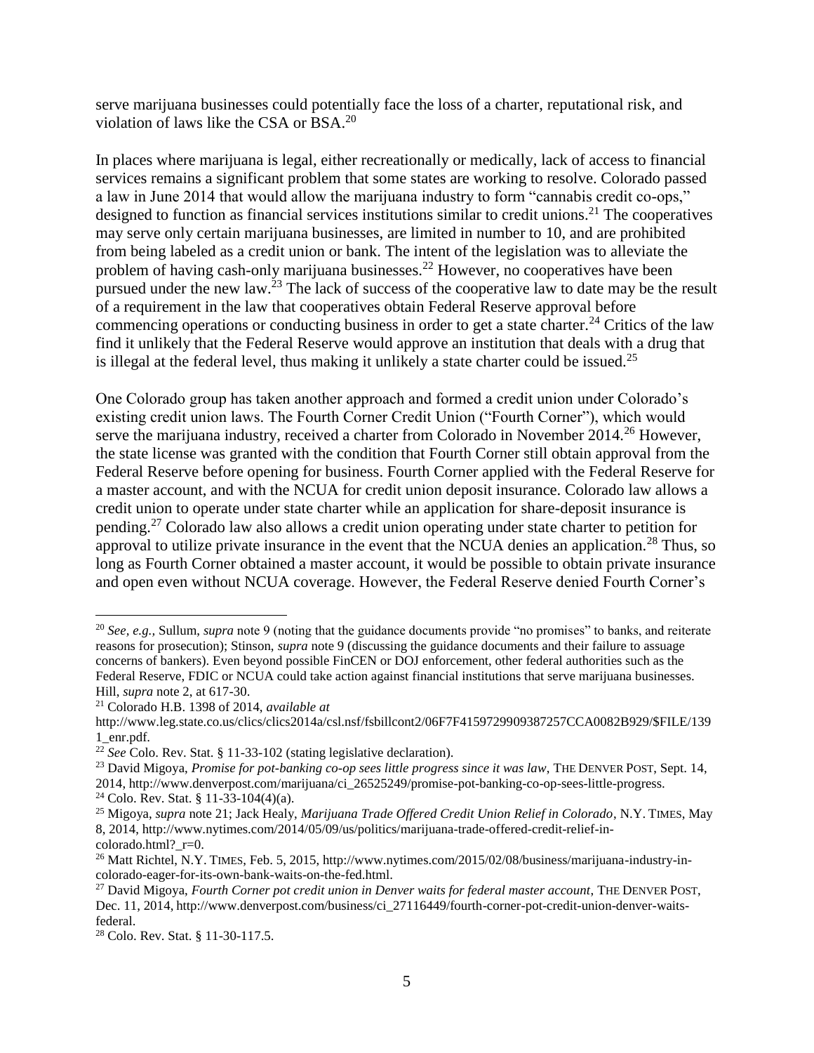serve marijuana businesses could potentially face the loss of a charter, reputational risk, and violation of laws like the CSA or BSA.[20]

In places where marijuana is legal, either recreationally or medically, lack of access to financial services remains a significant problem that some states are working to resolve. Colorado passed a law in June 2014 that would allow the marijuana industry to form "cannabis credit co-ops," designed to function as financial services institutions similar to credit unions.[21] The cooperatives may serve only certain marijuana businesses, are limited in number to 10, and are prohibited from being labeled as a credit union or bank. The intent of the legislation was to alleviate the problem of having cash-only marijuana businesses.[22] However, no cooperatives have been pursued under the new law.[23] The lack of success of the cooperative law to date may be the result of a requirement in the law that cooperatives obtain Federal Reserve approval before commencing operations or conducting business in order to get a state charter.[24] Critics of the law find it unlikely that the Federal Reserve would approve an institution that deals with a drug that is illegal at the federal level, thus making it unlikely a state charter could be issued.[25]

One Colorado group has taken another approach and formed a credit union under Colorado's existing credit union laws. The Fourth Corner Credit Union ("Fourth Corner"), which would serve the marijuana industry, received a charter from Colorado in November 2014.[26] However, the state license was granted with the condition that Fourth Corner still obtain approval from the Federal Reserve before opening for business. Fourth Corner applied with the Federal Reserve for a master account, and with the NCUA for credit union deposit insurance. Colorado law allows a credit union to operate under state charter while an application for share-deposit insurance is pending.[27] Colorado law also allows a credit union operating under state charter to petition for approval to utilize private insurance in the event that the NCUA denies an application.[28] Thus, so long as Fourth Corner obtained a master account, it would be possible to obtain private insurance and open even without NCUA coverage. However, the Federal Reserve denied Fourth Corner's

---

[20] *See, e.g.,* Sullum, *supra* note 9 (noting that the guidance documents provide "no promises" to banks, and reiterate reasons for prosecution); Stinson, *supra* note 9 (discussing the guidance documents and their failure to assuage concerns of bankers). Even beyond possible FinCEN or DOJ enforcement, other federal authorities such as the Federal Reserve, FDIC or NCUA could take action against financial institutions that serve marijuana businesses. Hill, *supra* note 2, at 617-30.

[21] Colorado H.B. 1398 of 2014, *available at* http://www.leg.state.co.us/clics/clics2014a/csl.nsf/fsbillcont2/06F7F4159729909387257CCA0082B929/$FILE/1391_enr.pdf.

[22] *See* Colo. Rev. Stat. § 11-33-102 (stating legislative declaration).

[23] David Migoya, *Promise for pot-banking co-op sees little progress since it was law*, THE DENVER POST, Sept. 14, 2014, http://www.denverpost.com/marijuana/ci_26525249/promise-pot-banking-co-op-sees-little-progress.

[24] Colo. Rev. Stat. § 11-33-104(4)(a).

[25] Migoya, *supra* note 21; Jack Healy, *Marijuana Trade Offered Credit Union Relief in Colorado*, N.Y. TIMES, May 8, 2014, http://www.nytimes.com/2014/05/09/us/politics/marijuana-trade-offered-credit-relief-in-colorado.html?_r=0.

[26] Matt Richtel, N.Y. TIMES, Feb. 5, 2015, http://www.nytimes.com/2015/02/08/business/marijuana-industry-in-colorado-eager-for-its-own-bank-waits-on-the-fed.html.

[27] David Migoya, *Fourth Corner pot credit union in Denver waits for federal master account*, THE DENVER POST, Dec. 11, 2014, http://www.denverpost.com/business/ci_27116449/fourth-corner-pot-credit-union-denver-waits-federal.

[28] Colo. Rev. Stat. § 11-30-117.5.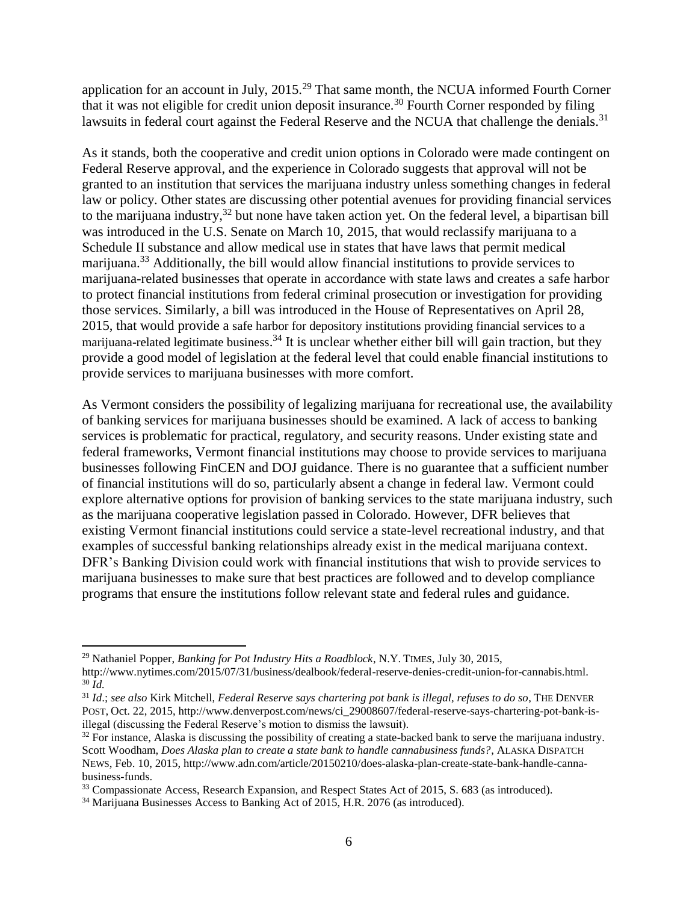application for an account in July, 2015.[29] That same month, the NCUA informed Fourth Corner that it was not eligible for credit union deposit insurance.[30] Fourth Corner responded by filing lawsuits in federal court against the Federal Reserve and the NCUA that challenge the denials.[31]

As it stands, both the cooperative and credit union options in Colorado were made contingent on Federal Reserve approval, and the experience in Colorado suggests that approval will not be granted to an institution that services the marijuana industry unless something changes in federal law or policy. Other states are discussing other potential avenues for providing financial services to the marijuana industry,[32] but none have taken action yet. On the federal level, a bipartisan bill was introduced in the U.S. Senate on March 10, 2015, that would reclassify marijuana to a Schedule II substance and allow medical use in states that have laws that permit medical marijuana.[33] Additionally, the bill would allow financial institutions to provide services to marijuana-related businesses that operate in accordance with state laws and creates a safe harbor to protect financial institutions from federal criminal prosecution or investigation for providing those services. Similarly, a bill was introduced in the House of Representatives on April 28, 2015, that would provide a safe harbor for depository institutions providing financial services to a marijuana-related legitimate business.[34] It is unclear whether either bill will gain traction, but they provide a good model of legislation at the federal level that could enable financial institutions to provide services to marijuana businesses with more comfort.

As Vermont considers the possibility of legalizing marijuana for recreational use, the availability of banking services for marijuana businesses should be examined. A lack of access to banking services is problematic for practical, regulatory, and security reasons. Under existing state and federal frameworks, Vermont financial institutions may choose to provide services to marijuana businesses following FinCEN and DOJ guidance. There is no guarantee that a sufficient number of financial institutions will do so, particularly absent a change in federal law. Vermont could explore alternative options for provision of banking services to the state marijuana industry, such as the marijuana cooperative legislation passed in Colorado. However, DFR believes that existing Vermont financial institutions could service a state-level recreational industry, and that examples of successful banking relationships already exist in the medical marijuana context. DFR's Banking Division could work with financial institutions that wish to provide services to marijuana businesses to make sure that best practices are followed and to develop compliance programs that ensure the institutions follow relevant state and federal rules and guidance.

---

[29] Nathaniel Popper, *Banking for Pot Industry Hits a Roadblock*, N.Y. TIMES, July 30, 2015, http://www.nytimes.com/2015/07/31/business/dealbook/federal-reserve-denies-credit-union-for-cannabis.html.

[30] *Id.*

[31] *Id.*; *see also* Kirk Mitchell, *Federal Reserve says chartering pot bank is illegal, refuses to do so*, THE DENVER POST, Oct. 22, 2015, http://www.denverpost.com/news/ci_29008607/federal-reserve-says-chartering-pot-bank-is-illegal (discussing the Federal Reserve's motion to dismiss the lawsuit).

[32] For instance, Alaska is discussing the possibility of creating a state-backed bank to serve the marijuana industry. Scott Woodham, *Does Alaska plan to create a state bank to handle cannabusiness funds?*, ALASKA DISPATCH NEWS, Feb. 10, 2015, http://www.adn.com/article/20150210/does-alaska-plan-create-state-bank-handle-canna-business-funds.

[33] Compassionate Access, Research Expansion, and Respect States Act of 2015, S. 683 (as introduced).

[34] Marijuana Businesses Access to Banking Act of 2015, H.R. 2076 (as introduced).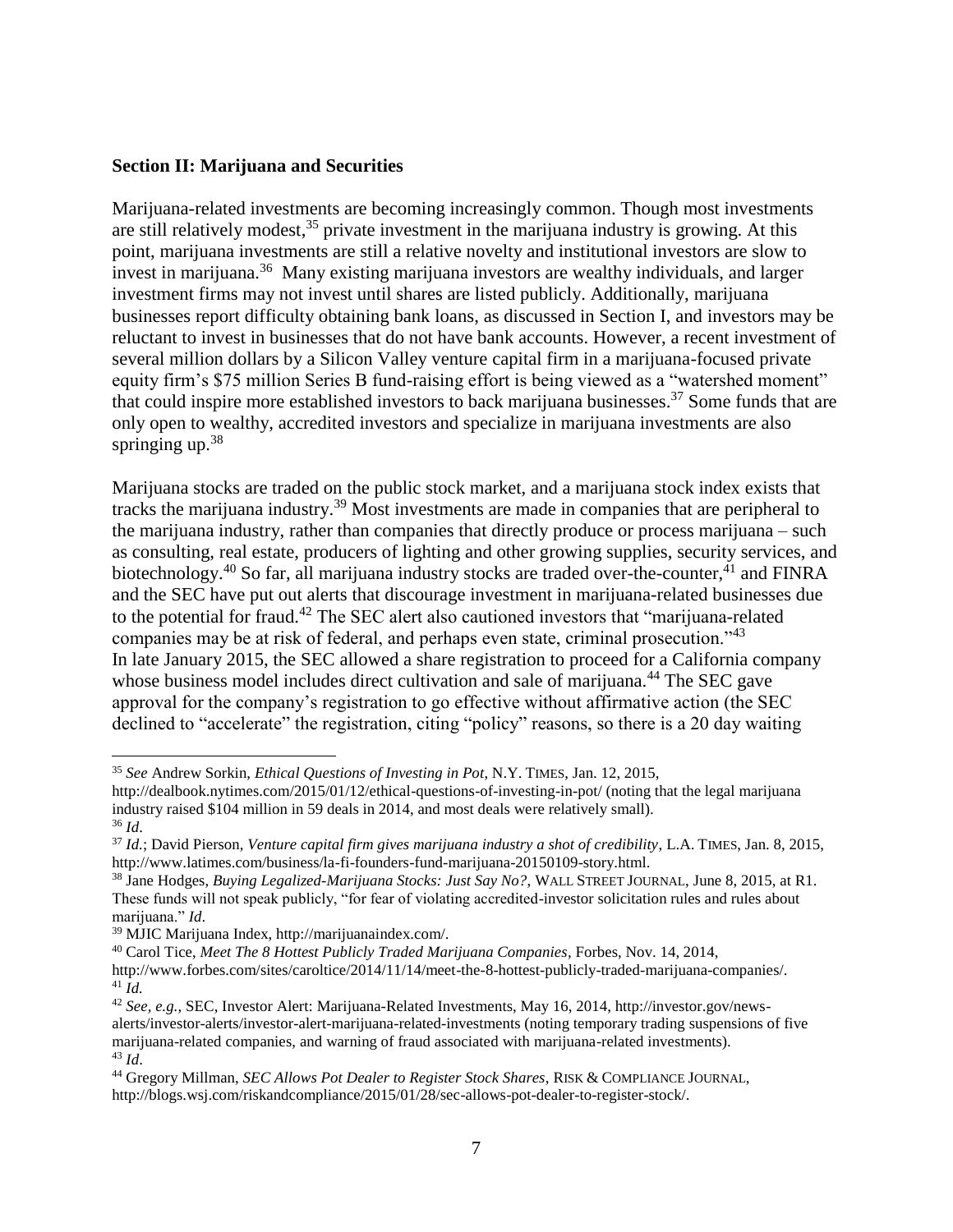**Section II: Marijuana and Securities**

Marijuana-related investments are becoming increasingly common. Though most investments are still relatively modest,[35] private investment in the marijuana industry is growing. At this point, marijuana investments are still a relative novelty and institutional investors are slow to invest in marijuana.[36] Many existing marijuana investors are wealthy individuals, and larger investment firms may not invest until shares are listed publicly. Additionally, marijuana businesses report difficulty obtaining bank loans, as discussed in Section I, and investors may be reluctant to invest in businesses that do not have bank accounts. However, a recent investment of several million dollars by a Silicon Valley venture capital firm in a marijuana-focused private equity firm's $75 million Series B fund-raising effort is being viewed as a "watershed moment" that could inspire more established investors to back marijuana businesses.[37] Some funds that are only open to wealthy, accredited investors and specialize in marijuana investments are also springing up.[38]

Marijuana stocks are traded on the public stock market, and a marijuana stock index exists that tracks the marijuana industry.[39] Most investments are made in companies that are peripheral to the marijuana industry, rather than companies that directly produce or process marijuana – such as consulting, real estate, producers of lighting and other growing supplies, security services, and biotechnology.[40] So far, all marijuana industry stocks are traded over-the-counter,[41] and FINRA and the SEC have put out alerts that discourage investment in marijuana-related businesses due to the potential for fraud.[42] The SEC alert also cautioned investors that "marijuana-related companies may be at risk of federal, and perhaps even state, criminal prosecution."[43]
In late January 2015, the SEC allowed a share registration to proceed for a California company whose business model includes direct cultivation and sale of marijuana.[44] The SEC gave approval for the company's registration to go effective without affirmative action (the SEC declined to "accelerate" the registration, citing "policy" reasons, so there is a 20 day waiting

---

[35] *See* Andrew Sorkin, *Ethical Questions of Investing in Pot*, N.Y. TIMES, Jan. 12, 2015, http://dealbook.nytimes.com/2015/01/12/ethical-questions-of-investing-in-pot/ (noting that the legal marijuana industry raised $104 million in 59 deals in 2014, and most deals were relatively small).

[36] *Id*.

[37] *Id.*; David Pierson, *Venture capital firm gives marijuana industry a shot of credibility*, L.A. TIMES, Jan. 8, 2015, http://www.latimes.com/business/la-fi-founders-fund-marijuana-20150109-story.html.

[38] Jane Hodges, *Buying Legalized-Marijuana Stocks: Just Say No?*, WALL STREET JOURNAL, June 8, 2015, at R1. These funds will not speak publicly, "for fear of violating accredited-investor solicitation rules and rules about marijuana." *Id*.

[39] MJIC Marijuana Index, http://marijuanaindex.com/.

[40] Carol Tice, *Meet The 8 Hottest Publicly Traded Marijuana Companies*, Forbes, Nov. 14, 2014, http://www.forbes.com/sites/caroltice/2014/11/14/meet-the-8-hottest-publicly-traded-marijuana-companies/.

[41] *Id.*

[42] *See, e.g.,* SEC, Investor Alert: Marijuana-Related Investments, May 16, 2014, http://investor.gov/news-alerts/investor-alerts/investor-alert-marijuana-related-investments (noting temporary trading suspensions of five marijuana-related companies, and warning of fraud associated with marijuana-related investments).

[43] *Id*.

[44] Gregory Millman, *SEC Allows Pot Dealer to Register Stock Shares*, RISK & COMPLIANCE JOURNAL, http://blogs.wsj.com/riskandcompliance/2015/01/28/sec-allows-pot-dealer-to-register-stock/.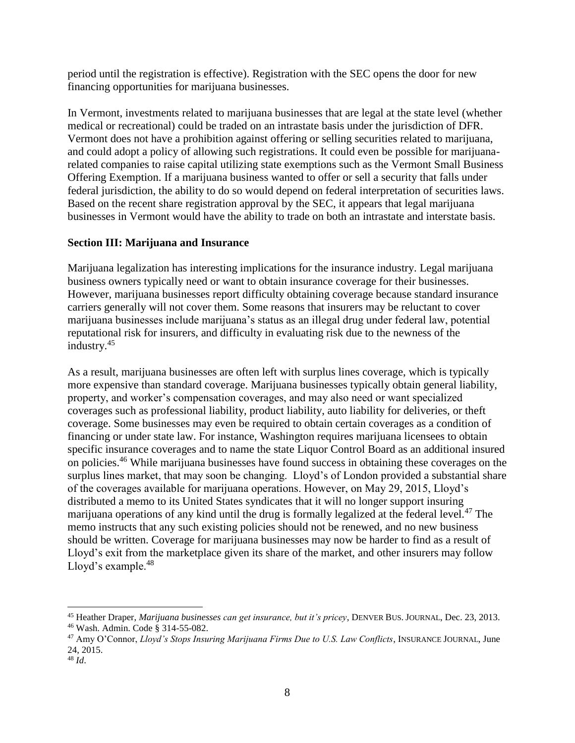period until the registration is effective). Registration with the SEC opens the door for new financing opportunities for marijuana businesses.

In Vermont, investments related to marijuana businesses that are legal at the state level (whether medical or recreational) could be traded on an intrastate basis under the jurisdiction of DFR. Vermont does not have a prohibition against offering or selling securities related to marijuana, and could adopt a policy of allowing such registrations. It could even be possible for marijuana-related companies to raise capital utilizing state exemptions such as the Vermont Small Business Offering Exemption. If a marijuana business wanted to offer or sell a security that falls under federal jurisdiction, the ability to do so would depend on federal interpretation of securities laws. Based on the recent share registration approval by the SEC, it appears that legal marijuana businesses in Vermont would have the ability to trade on both an intrastate and interstate basis.

## Section III: Marijuana and Insurance

Marijuana legalization has interesting implications for the insurance industry. Legal marijuana business owners typically need or want to obtain insurance coverage for their businesses. However, marijuana businesses report difficulty obtaining coverage because standard insurance carriers generally will not cover them. Some reasons that insurers may be reluctant to cover marijuana businesses include marijuana's status as an illegal drug under federal law, potential reputational risk for insurers, and difficulty in evaluating risk due to the newness of the industry.[45]

As a result, marijuana businesses are often left with surplus lines coverage, which is typically more expensive than standard coverage. Marijuana businesses typically obtain general liability, property, and worker's compensation coverages, and may also need or want specialized coverages such as professional liability, product liability, auto liability for deliveries, or theft coverage. Some businesses may even be required to obtain certain coverages as a condition of financing or under state law. For instance, Washington requires marijuana licensees to obtain specific insurance coverages and to name the state Liquor Control Board as an additional insured on policies.[46] While marijuana businesses have found success in obtaining these coverages on the surplus lines market, that may soon be changing. Lloyd's of London provided a substantial share of the coverages available for marijuana operations. However, on May 29, 2015, Lloyd's distributed a memo to its United States syndicates that it will no longer support insuring marijuana operations of any kind until the drug is formally legalized at the federal level.[47] The memo instructs that any such existing policies should not be renewed, and no new business should be written. Coverage for marijuana businesses may now be harder to find as a result of Lloyd's exit from the marketplace given its share of the market, and other insurers may follow Lloyd's example.[48]

---

[45] Heather Draper, *Marijuana businesses can get insurance, but it's pricey*, DENVER BUS. JOURNAL, Dec. 23, 2013.

[46] Wash. Admin. Code § 314-55-082.

[47] Amy O'Connor, *Lloyd's Stops Insuring Marijuana Firms Due to U.S. Law Conflicts*, INSURANCE JOURNAL, June 24, 2015.

[48] *Id*.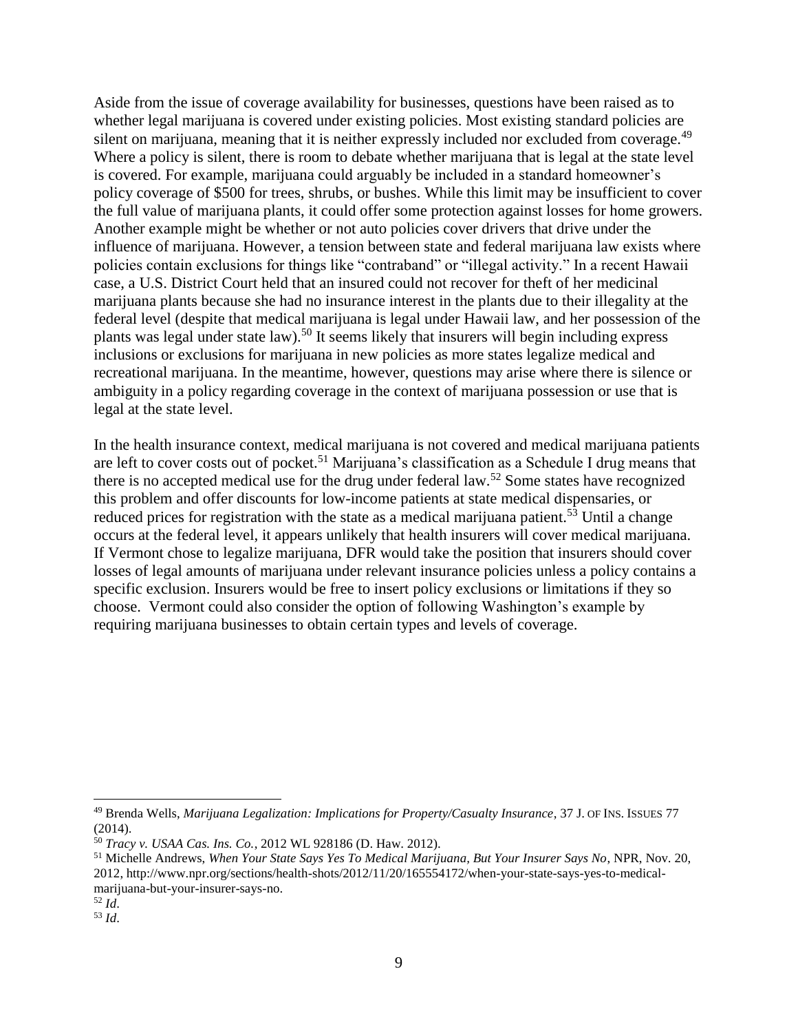Aside from the issue of coverage availability for businesses, questions have been raised as to whether legal marijuana is covered under existing policies. Most existing standard policies are silent on marijuana, meaning that it is neither expressly included nor excluded from coverage.[49] Where a policy is silent, there is room to debate whether marijuana that is legal at the state level is covered. For example, marijuana could arguably be included in a standard homeowner's policy coverage of $500 for trees, shrubs, or bushes. While this limit may be insufficient to cover the full value of marijuana plants, it could offer some protection against losses for home growers. Another example might be whether or not auto policies cover drivers that drive under the influence of marijuana. However, a tension between state and federal marijuana law exists where policies contain exclusions for things like "contraband" or "illegal activity." In a recent Hawaii case, a U.S. District Court held that an insured could not recover for theft of her medicinal marijuana plants because she had no insurance interest in the plants due to their illegality at the federal level (despite that medical marijuana is legal under Hawaii law, and her possession of the plants was legal under state law).[50] It seems likely that insurers will begin including express inclusions or exclusions for marijuana in new policies as more states legalize medical and recreational marijuana. In the meantime, however, questions may arise where there is silence or ambiguity in a policy regarding coverage in the context of marijuana possession or use that is legal at the state level.

In the health insurance context, medical marijuana is not covered and medical marijuana patients are left to cover costs out of pocket.[51] Marijuana's classification as a Schedule I drug means that there is no accepted medical use for the drug under federal law.[52] Some states have recognized this problem and offer discounts for low-income patients at state medical dispensaries, or reduced prices for registration with the state as a medical marijuana patient.[53] Until a change occurs at the federal level, it appears unlikely that health insurers will cover medical marijuana. If Vermont chose to legalize marijuana, DFR would take the position that insurers should cover losses of legal amounts of marijuana under relevant insurance policies unless a policy contains a specific exclusion. Insurers would be free to insert policy exclusions or limitations if they so choose. Vermont could also consider the option of following Washington's example by requiring marijuana businesses to obtain certain types and levels of coverage.

---

[49] Brenda Wells, *Marijuana Legalization: Implications for Property/Casualty Insurance*, 37 J. OF INS. ISSUES 77 (2014).

[50] *Tracy v. USAA Cas. Ins. Co.*, 2012 WL 928186 (D. Haw. 2012).

[51] Michelle Andrews, *When Your State Says Yes To Medical Marijuana, But Your Insurer Says No*, NPR, Nov. 20, 2012, http://www.npr.org/sections/health-shots/2012/11/20/165554172/when-your-state-says-yes-to-medical-marijuana-but-your-insurer-says-no.

[52] *Id*.

[53] *Id*.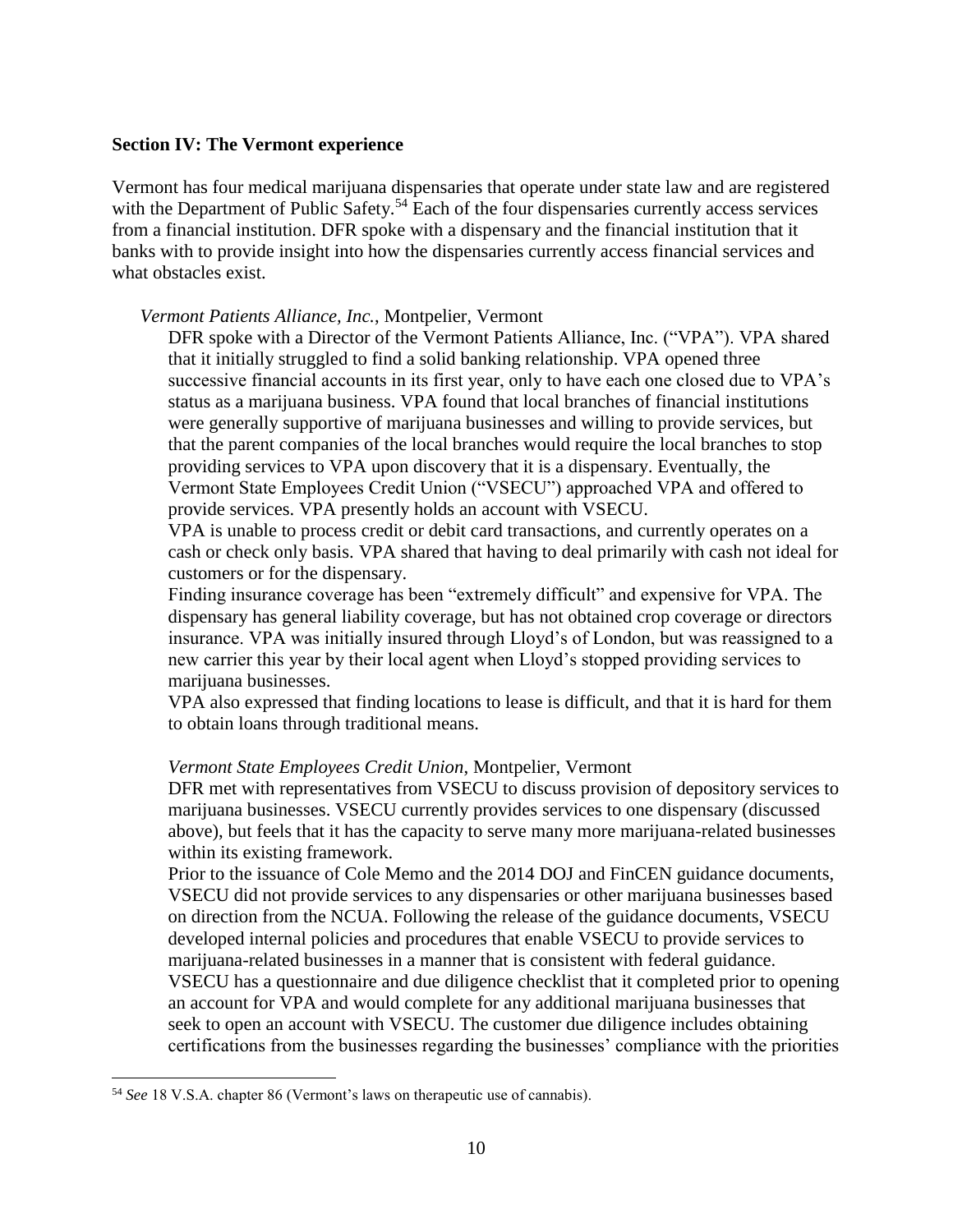**Section IV: The Vermont experience**

Vermont has four medical marijuana dispensaries that operate under state law and are registered with the Department of Public Safety.[54] Each of the four dispensaries currently access services from a financial institution. DFR spoke with a dispensary and the financial institution that it banks with to provide insight into how the dispensaries currently access financial services and what obstacles exist.

*Vermont Patients Alliance, Inc.*, Montpelier, Vermont

DFR spoke with a Director of the Vermont Patients Alliance, Inc. ("VPA"). VPA shared that it initially struggled to find a solid banking relationship. VPA opened three successive financial accounts in its first year, only to have each one closed due to VPA's status as a marijuana business. VPA found that local branches of financial institutions were generally supportive of marijuana businesses and willing to provide services, but that the parent companies of the local branches would require the local branches to stop providing services to VPA upon discovery that it is a dispensary. Eventually, the Vermont State Employees Credit Union ("VSECU") approached VPA and offered to provide services. VPA presently holds an account with VSECU.

VPA is unable to process credit or debit card transactions, and currently operates on a cash or check only basis. VPA shared that having to deal primarily with cash not ideal for customers or for the dispensary.

Finding insurance coverage has been "extremely difficult" and expensive for VPA. The dispensary has general liability coverage, but has not obtained crop coverage or directors insurance. VPA was initially insured through Lloyd's of London, but was reassigned to a new carrier this year by their local agent when Lloyd's stopped providing services to marijuana businesses.

VPA also expressed that finding locations to lease is difficult, and that it is hard for them to obtain loans through traditional means.

*Vermont State Employees Credit Union*, Montpelier, Vermont

DFR met with representatives from VSECU to discuss provision of depository services to marijuana businesses. VSECU currently provides services to one dispensary (discussed above), but feels that it has the capacity to serve many more marijuana-related businesses within its existing framework.

Prior to the issuance of Cole Memo and the 2014 DOJ and FinCEN guidance documents, VSECU did not provide services to any dispensaries or other marijuana businesses based on direction from the NCUA. Following the release of the guidance documents, VSECU developed internal policies and procedures that enable VSECU to provide services to marijuana-related businesses in a manner that is consistent with federal guidance.

VSECU has a questionnaire and due diligence checklist that it completed prior to opening an account for VPA and would complete for any additional marijuana businesses that seek to open an account with VSECU. The customer due diligence includes obtaining certifications from the businesses regarding the businesses' compliance with the priorities

[54] *See* 18 V.S.A. chapter 86 (Vermont's laws on therapeutic use of cannabis).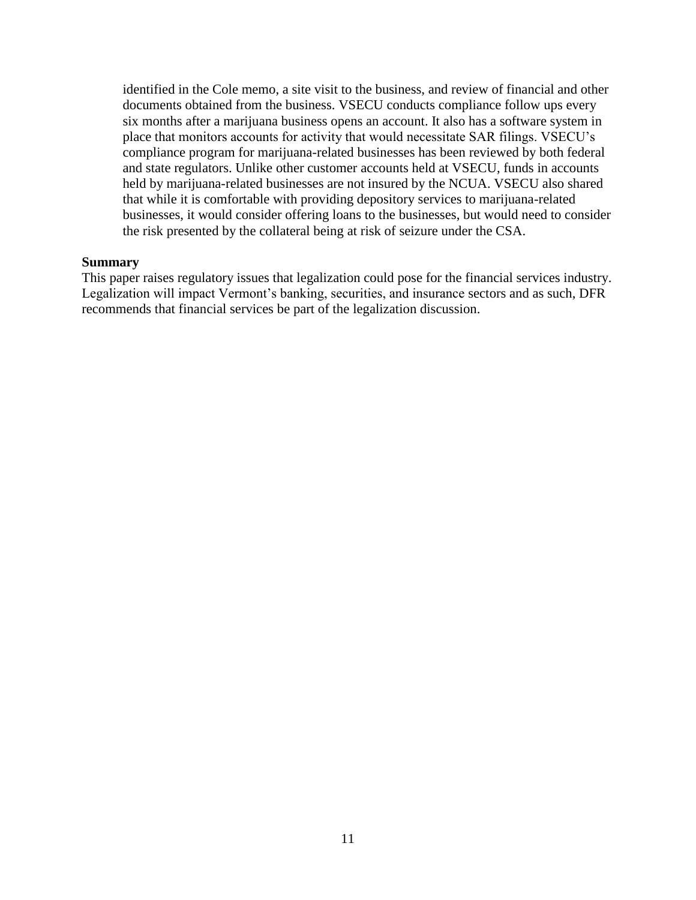identified in the Cole memo, a site visit to the business, and review of financial and other documents obtained from the business. VSECU conducts compliance follow ups every six months after a marijuana business opens an account. It also has a software system in place that monitors accounts for activity that would necessitate SAR filings. VSECU's compliance program for marijuana-related businesses has been reviewed by both federal and state regulators. Unlike other customer accounts held at VSECU, funds in accounts held by marijuana-related businesses are not insured by the NCUA. VSECU also shared that while it is comfortable with providing depository services to marijuana-related businesses, it would consider offering loans to the businesses, but would need to consider the risk presented by the collateral being at risk of seizure under the CSA.

**Summary**

This paper raises regulatory issues that legalization could pose for the financial services industry. Legalization will impact Vermont's banking, securities, and insurance sectors and as such, DFR recommends that financial services be part of the legalization discussion.